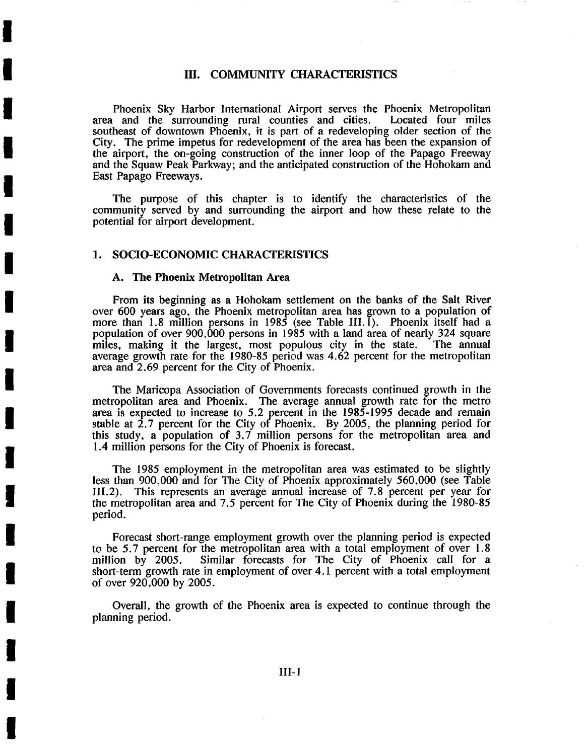# III. COMMUNITY CHARACTERISTICS

Phoenix Sky Harbor International Airport serves the Phoenix Metropolitan area and the surrounding rural counties and cities. Located four miles southeast of downtown Phoenix, it is part of a redeveloping older section of the City. The prime impetus for redevelopment of the area has been the expansion of the airport, the on-going construction of the inner loop of the Papago Freeway and the Squaw Peak Parkway; and the anticipated construction of the Hohokam and East Papago Freeways.

The purpose of this chapter is to identify the characteristics of the community served by and surrounding the airport and how these relate to the potential for airport development.

## 1. SOCIO-ECONOMIC CHARACTERISTICS

### A. The Phoenix Metropolitan Area

From its beginning as a Hohokam settlement on the banks of the Salt River over 600 years ago, the Phoenix metropolitan area has grown to a population of more than 1.8 million persons in 1985 (see Table III.1). Phoenix itself had a population of over 900,000 persons in 1985 with a land area of nearly 324 square miles, making it the largest, most populous city in the state. The annual average growth rate for the 1980-85 period was 4.62 percent for the metropolitan area and 2.69 percent for the City of Phoenix.

The Maricopa Association of Governments forecasts continued growth in the metropolitan area and Phoenix. The average annual growth rate for the metro area is expected to increase to 5.2 percent in the 1985-1995 decade and remain stable at 2.7 percent for the City of Phoenix. By 2005, the planning period for this study, a population of 3.7 million persons for the metropolitan area and 1.4 million persons for the City of Phoenix is forecast.

The 1985 employment in the metropolitan area was estimated to be slightly less than 900,000 and for The City of Phoenix approximately 560,000 (see Table III.2). This represents an average annual increase of 7.8 percent per year for the metropolitan area and 7.5 percent for The City of Phoenix during the 1980-85 period.

Forecast short-range employment growth over the planning period is expected to be 5.7 percent for the metropolitan area with a total employment of over 1.8 million by 2005. Similar forecasts for The City of Phoenix call for a short-term growth rate in employment of over 4.1 percent with a total employment of over 920,000 by 2005.

Overall, the growth of the Phoenix area is expected to continue through the planning period.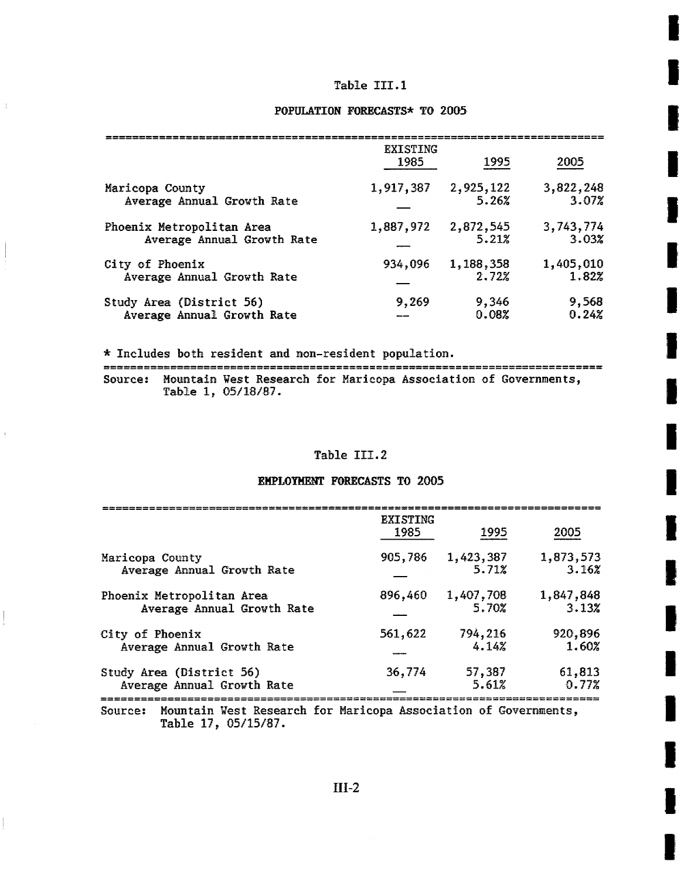## Table III.1

### POPULATION FORECASTS* TO 2005

| | EXISTING 1985 | 1995 | 2005 |
|---|---|---|---|
| Maricopa County | 1,917,387 | 2,925,122 | 3,822,248 |
| Average Annual Growth Rate | — | 5.26% | 3.07% |
| Phoenix Metropolitan Area | 1,887,972 | 2,872,545 | 3,743,774 |
| Average Annual Growth Rate | — | 5.21% | 3.03% |
| City of Phoenix | 934,096 | 1,188,358 | 1,405,010 |
| Average Annual Growth Rate | — | 2.72% | 1.82% |
| Study Area (District 56) | 9,269 | 9,346 | 9,568 |
| Average Annual Growth Rate | — | 0.08% | 0.24% |

* Includes both resident and non-resident population.

Source: Mountain West Research for Maricopa Association of Governments, Table 1, 05/18/87.

## Table III.2

### EMPLOYMENT FORECASTS TO 2005

| | EXISTING 1985 | 1995 | 2005 |
|---|---|---|---|
| Maricopa County | 905,786 | 1,423,387 | 1,873,573 |
| Average Annual Growth Rate | — | 5.71% | 3.16% |
| Phoenix Metropolitan Area | 896,460 | 1,407,708 | 1,847,848 |
| Average Annual Growth Rate | — | 5.70% | 3.13% |
| City of Phoenix | 561,622 | 794,216 | 920,896 |
| Average Annual Growth Rate | — | 4.14% | 1.60% |
| Study Area (District 56) | 36,774 | 57,387 | 61,813 |
| Average Annual Growth Rate | — | 5.61% | 0.77% |

Source: Mountain West Research for Maricopa Association of Governments, Table 17, 05/15/87.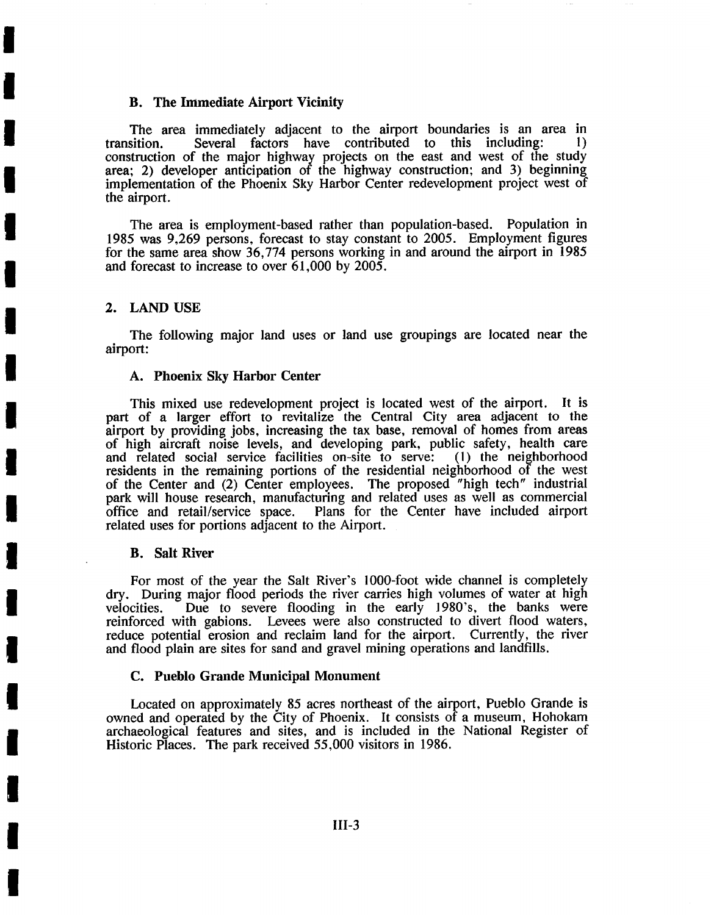### B. The Immediate Airport Vicinity

The area immediately adjacent to the airport boundaries is an area in transition. Several factors have contributed to this including: 1) construction of the major highway projects on the east and west of the study area; 2) developer anticipation of the highway construction; and 3) beginning implementation of the Phoenix Sky Harbor Center redevelopment project west of the airport.

The area is employment-based rather than population-based. Population in 1985 was 9,269 persons, forecast to stay constant to 2005. Employment figures for the same area show 36,774 persons working in and around the airport in 1985 and forecast to increase to over 61,000 by 2005.

## 2. LAND USE

The following major land uses or land use groupings are located near the airport:

### A. Phoenix Sky Harbor Center

This mixed use redevelopment project is located west of the airport. It is part of a larger effort to revitalize the Central City area adjacent to the airport by providing jobs, increasing the tax base, removal of homes from areas of high aircraft noise levels, and developing park, public safety, health care and related social service facilities on-site to serve: (1) the neighborhood residents in the remaining portions of the residential neighborhood of the west of the Center and (2) Center employees. The proposed "high tech" industrial park will house research, manufacturing and related uses as well as commercial office and retail/service space. Plans for the Center have included airport related uses for portions adjacent to the Airport.

### B. Salt River

For most of the year the Salt River's 1000-foot wide channel is completely dry. During major flood periods the river carries high volumes of water at high velocities. Due to severe flooding in the early 1980's, the banks were reinforced with gabions. Levees were also constructed to divert flood waters, reduce potential erosion and reclaim land for the airport. Currently, the river and flood plain are sites for sand and gravel mining operations and landfills.

### C. Pueblo Grande Municipal Monument

Located on approximately 85 acres northeast of the airport, Pueblo Grande is owned and operated by the City of Phoenix. It consists of a museum, Hohokam archaeological features and sites, and is included in the National Register of Historic Places. The park received 55,000 visitors in 1986.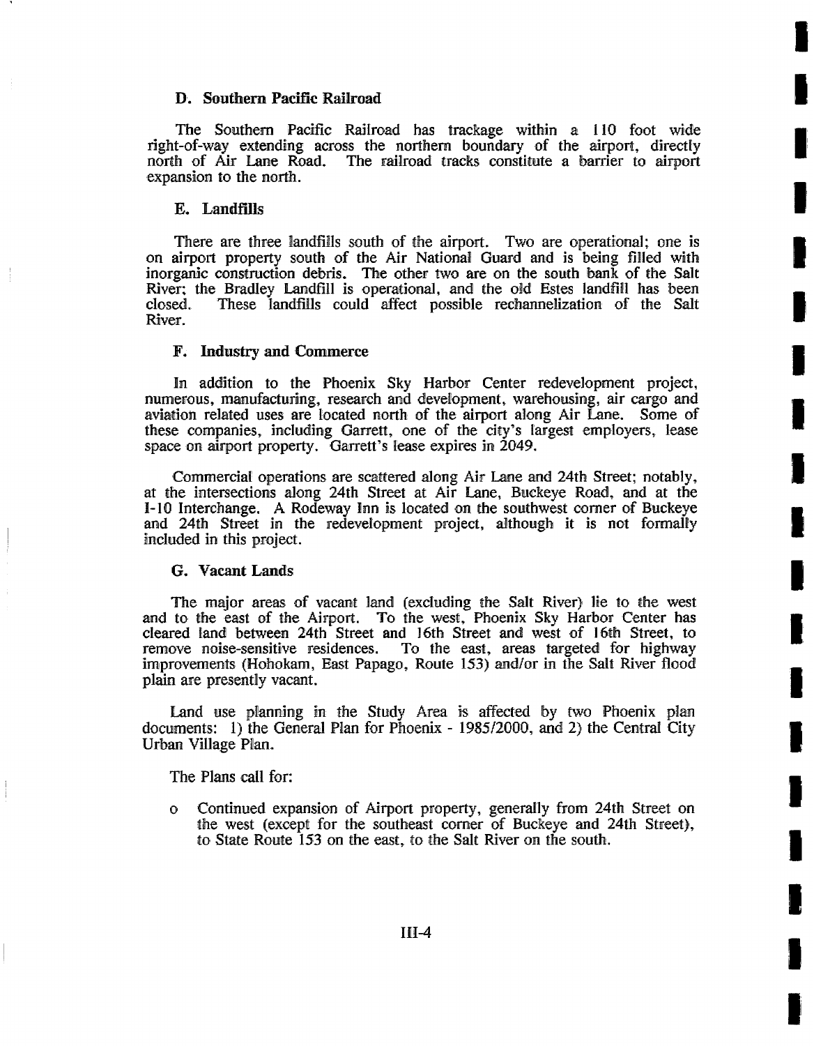### D. Southern Pacific Railroad

The Southern Pacific Railroad has trackage within a 110 foot wide right-of-way extending across the northern boundary of the airport, directly north of Air Lane Road. The railroad tracks constitute a barrier to airport expansion to the north.

### E. Landfills

There are three landfills south of the airport. Two are operational; one is on airport property south of the Air National Guard and is being filled with inorganic construction debris. The other two are on the south bank of the Salt River; the Bradley Landfill is operational, and the old Estes landfill has been closed. These landfills could affect possible rechannelization of the Salt River.

### F. Industry and Commerce

In addition to the Phoenix Sky Harbor Center redevelopment project, numerous, manufacturing, research and development, warehousing, air cargo and aviation related uses are located north of the airport along Air Lane. Some of these companies, including Garrett, one of the city's largest employers, lease space on airport property. Garrett's lease expires in 2049.

Commercial operations are scattered along Air Lane and 24th Street; notably, at the intersections along 24th Street at Air Lane, Buckeye Road, and at the I-10 Interchange. A Rodeway Inn is located on the southwest corner of Buckeye and 24th Street in the redevelopment project, although it is not formally included in this project.

### G. Vacant Lands

The major areas of vacant land (excluding the Salt River) lie to the west and to the east of the Airport. To the west, Phoenix Sky Harbor Center has cleared land between 24th Street and 16th Street and west of 16th Street, to remove noise-sensitive residences. To the east, areas targeted for highway improvements (Hohokam, East Papago, Route 153) and/or in the Salt River flood plain are presently vacant.

Land use planning in the Study Area is affected by two Phoenix plan documents: 1) the General Plan for Phoenix - 1985/2000, and 2) the Central City Urban Village Plan.

The Plans call for:

- Continued expansion of Airport property, generally from 24th Street on the west (except for the southeast corner of Buckeye and 24th Street), to State Route 153 on the east, to the Salt River on the south.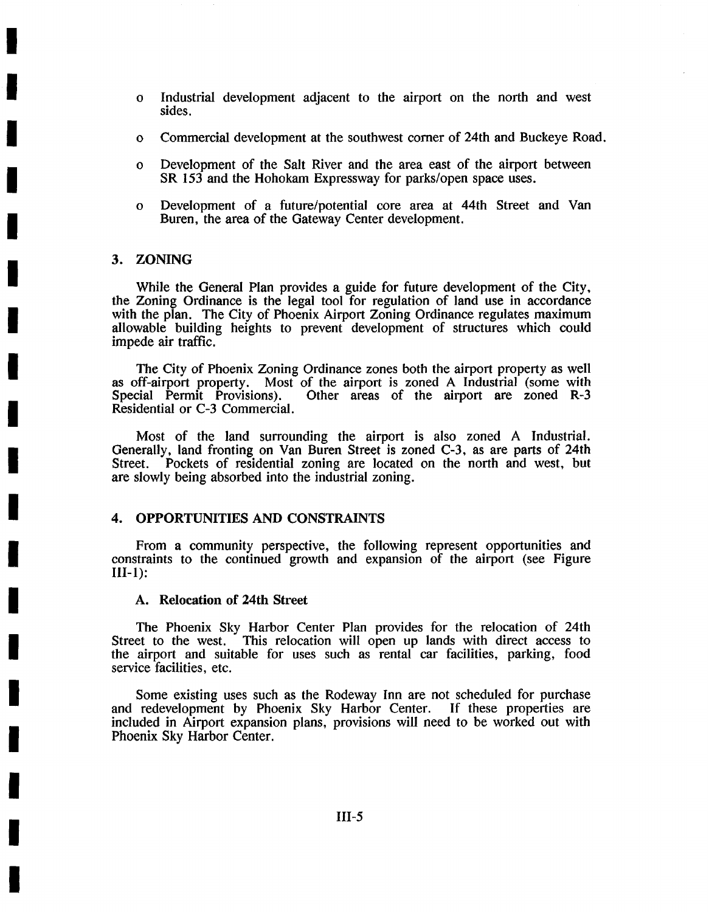- Industrial development adjacent to the airport on the north and west sides.
- Commercial development at the southwest corner of 24th and Buckeye Road.
- Development of the Salt River and the area east of the airport between SR 153 and the Hohokam Expressway for parks/open space uses.
- Development of a future/potential core area at 44th Street and Van Buren, the area of the Gateway Center development.

## 3. ZONING

While the General Plan provides a guide for future development of the City, the Zoning Ordinance is the legal tool for regulation of land use in accordance with the plan. The City of Phoenix Airport Zoning Ordinance regulates maximum allowable building heights to prevent development of structures which could impede air traffic.

The City of Phoenix Zoning Ordinance zones both the airport property as well as off-airport property. Most of the airport is zoned A Industrial (some with Special Permit Provisions). Other areas of the airport are zoned R-3 Residential or C-3 Commercial.

Most of the land surrounding the airport is also zoned A Industrial. Generally, land fronting on Van Buren Street is zoned C-3, as are parts of 24th Street. Pockets of residential zoning are located on the north and west, but are slowly being absorbed into the industrial zoning.

## 4. OPPORTUNITIES AND CONSTRAINTS

From a community perspective, the following represent opportunities and constraints to the continued growth and expansion of the airport (see Figure III-1):

### A. Relocation of 24th Street

The Phoenix Sky Harbor Center Plan provides for the relocation of 24th Street to the west. This relocation will open up lands with direct access to the airport and suitable for uses such as rental car facilities, parking, food service facilities, etc.

Some existing uses such as the Rodeway Inn are not scheduled for purchase and redevelopment by Phoenix Sky Harbor Center. If these properties are included in Airport expansion plans, provisions will need to be worked out with Phoenix Sky Harbor Center.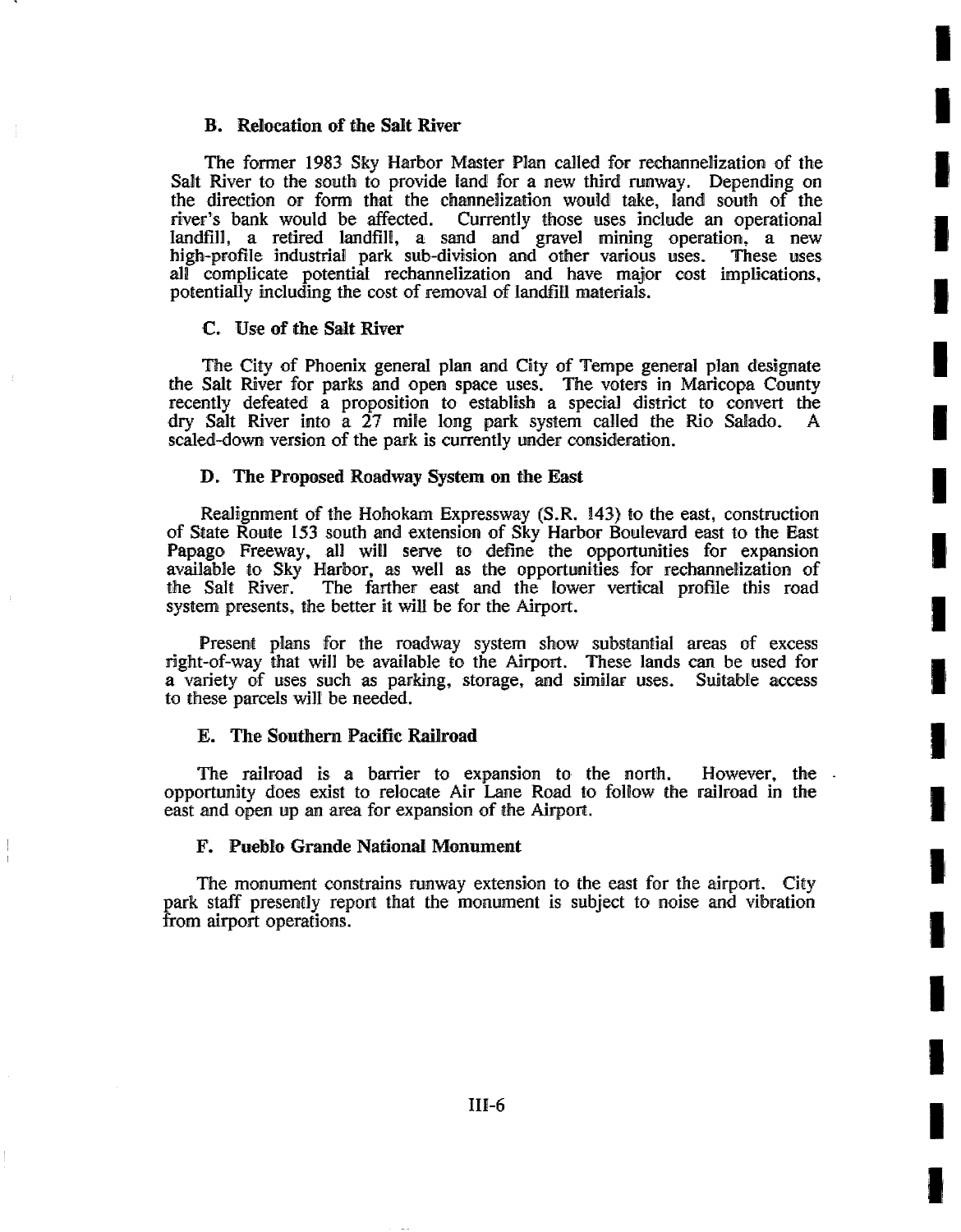### B. Relocation of the Salt River

The former 1983 Sky Harbor Master Plan called for rechannelization of the Salt River to the south to provide land for a new third runway. Depending on the direction or form that the channelization would take, land south of the river's bank would be affected. Currently those uses include an operational landfill, a retired landfill, a sand and gravel mining operation, a new high-profile industrial park sub-division and other various uses. These uses all complicate potential rechannelization and have major cost implications, potentially including the cost of removal of landfill materials.

### C. Use of the Salt River

The City of Phoenix general plan and City of Tempe general plan designate the Salt River for parks and open space uses. The voters in Maricopa County recently defeated a proposition to establish a special district to convert the dry Salt River into a 27 mile long park system called the Rio Salado. A scaled-down version of the park is currently under consideration.

### D. The Proposed Roadway System on the East

Realignment of the Hohokam Expressway (S.R. 143) to the east, construction of State Route 153 south and extension of Sky Harbor Boulevard east to the East Papago Freeway, all will serve to define the opportunities for expansion available to Sky Harbor, as well as the opportunities for rechannelization of the Salt River. The farther east and the lower vertical profile this road system presents, the better it will be for the Airport.

Present plans for the roadway system show substantial areas of excess right-of-way that will be available to the Airport. These lands can be used for a variety of uses such as parking, storage, and similar uses. Suitable access to these parcels will be needed.

### E. The Southern Pacific Railroad

The railroad is a barrier to expansion to the north. However, the opportunity does exist to relocate Air Lane Road to follow the railroad in the east and open up an area for expansion of the Airport.

### F. Pueblo Grande National Monument

The monument constrains runway extension to the east for the airport. City park staff presently report that the monument is subject to noise and vibration from airport operations.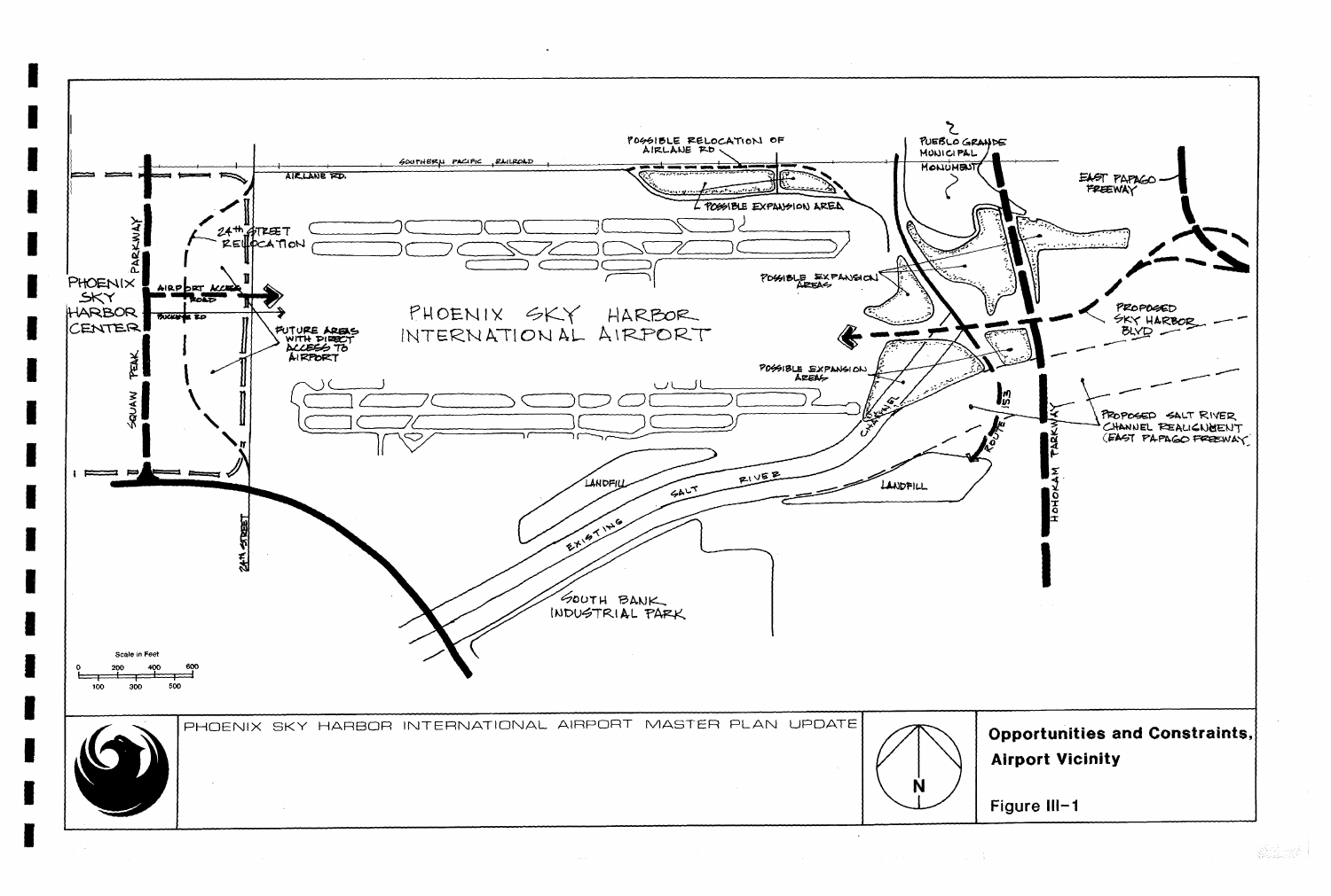PHOENIX SKY HARBOR INTERNATIONAL AIRPORT MASTER PLAN UPDATE

**Opportunities and Constraints, Airport Vicinity**

Figure III-1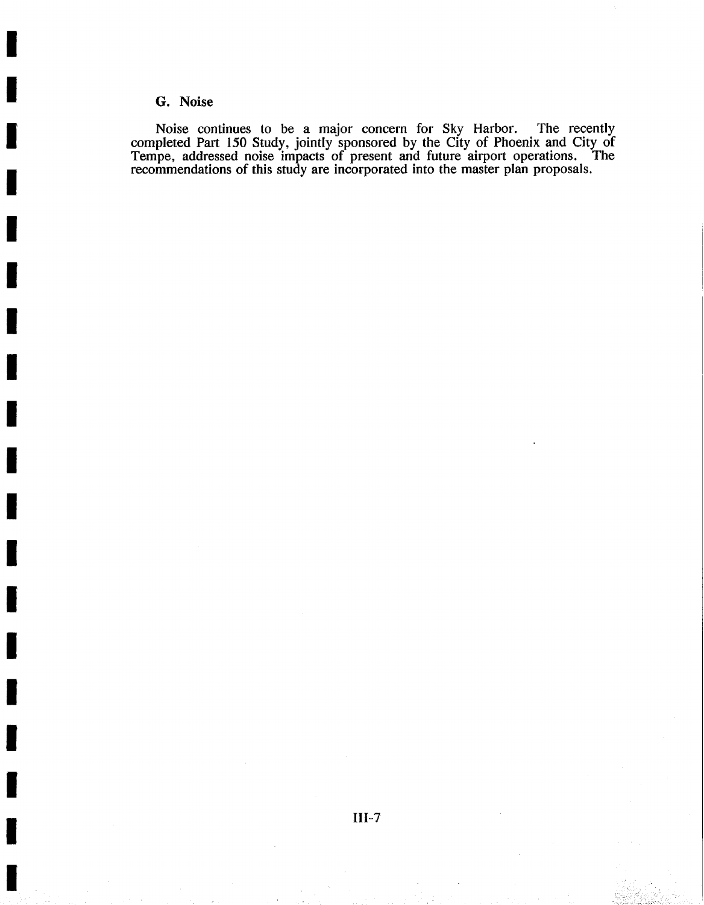### G. Noise

Noise continues to be a major concern for Sky Harbor. The recently completed Part 150 Study, jointly sponsored by the City of Phoenix and City of Tempe, addressed noise impacts of present and future airport operations. The recommendations of this study are incorporated into the master plan proposals.